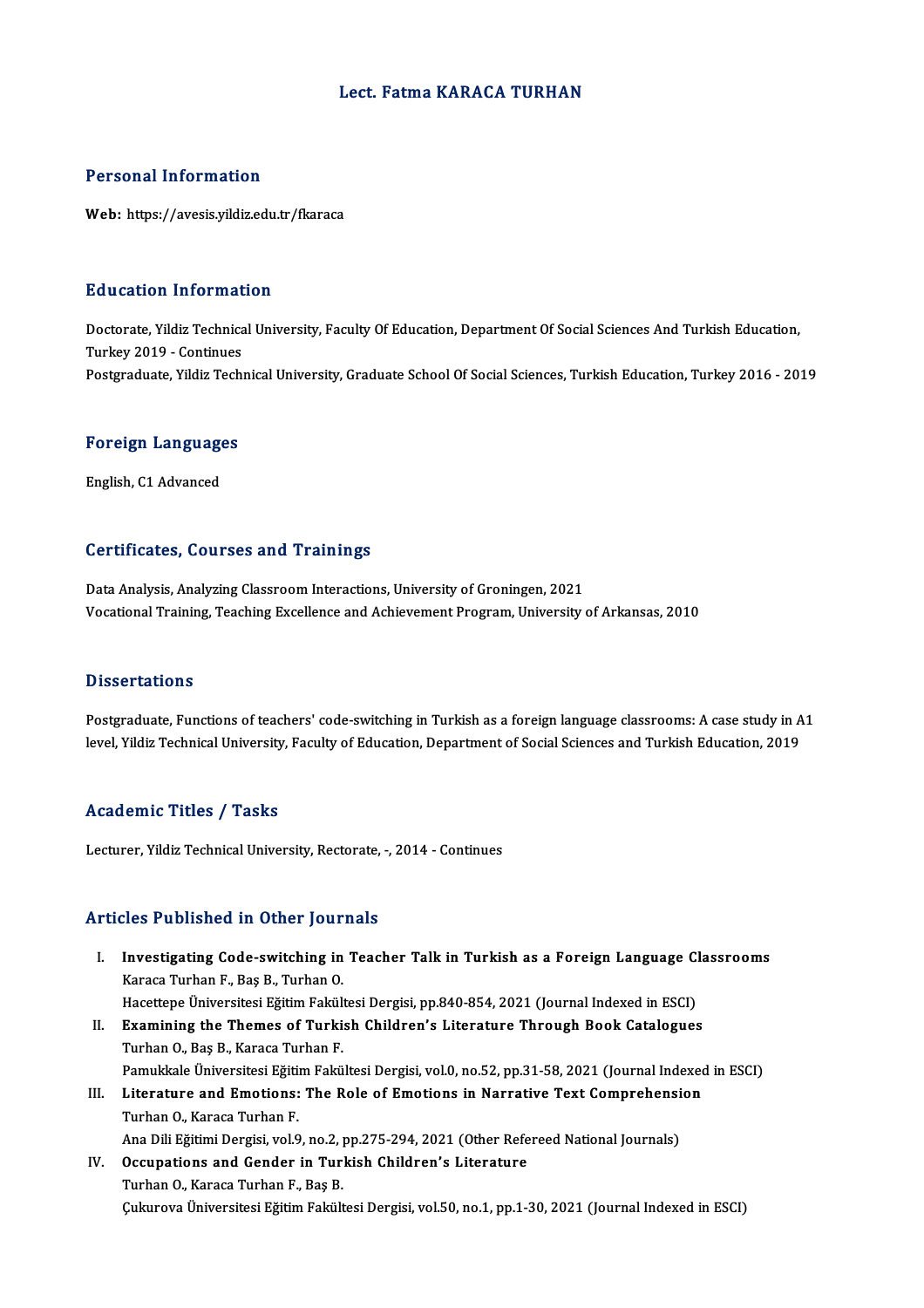# Lect. Fatma KARACA TURHAN

## Personal Information

**Web:** https://avesis.yildiz.edu.tr/fkaraca

## Education Information

Doctorate, Yildiz Technical University, Faculty Of Education, Department Of Social Sciences And Turkish Education, Turkey 2019 - Continues

Postgraduate, Yildiz Technical University, Graduate School Of Social Sciences, Turkish Education, Turkey 2016 - 2019

## Foreign Languages

English, C1 Advanced

## Certificates, Courses and Trainings

Data Analysis, Analyzing Classroom Interactions, University of Groningen, 2021

Vocational Training, Teaching Excellence and Achievement Program, University of Arkansas, 2010

## Dissertations

Postgraduate, Functions of teachers' code-switching in Turkish as a foreign language classrooms: A case study in A1 level, Yildiz Technical University, Faculty of Education, Department of Social Sciences and Turkish Education, 2019

## Academic Titles / Tasks

Lecturer, Yildiz Technical University, Rectorate, -, 2014 - Continues

## Articles Published in Other Journals

I. **Investigating Code-switching in Teacher Talk in Turkish as a Foreign Language Classrooms**
   Karaca Turhan F., Baş B., Turhan O.
   Hacettepe Üniversitesi Eğitim Fakültesi Dergisi, pp.840-854, 2021 (Journal Indexed in ESCI)

II. **Examining the Themes of Turkish Children's Literature Through Book Catalogues**
   Turhan O., Baş B., Karaca Turhan F.
   Pamukkale Üniversitesi Eğitim Fakültesi Dergisi, vol.0, no.52, pp.31-58, 2021 (Journal Indexed in ESCI)

III. **Literature and Emotions: The Role of Emotions in Narrative Text Comprehension**
   Turhan O., Karaca Turhan F.
   Ana Dili Eğitimi Dergisi, vol.9, no.2, pp.275-294, 2021 (Other Refereed National Journals)

IV. **Occupations and Gender in Turkish Children's Literature**
   Turhan O., Karaca Turhan F., Baş B.
   Çukurova Üniversitesi Eğitim Fakültesi Dergisi, vol.50, no.1, pp.1-30, 2021 (Journal Indexed in ESCI)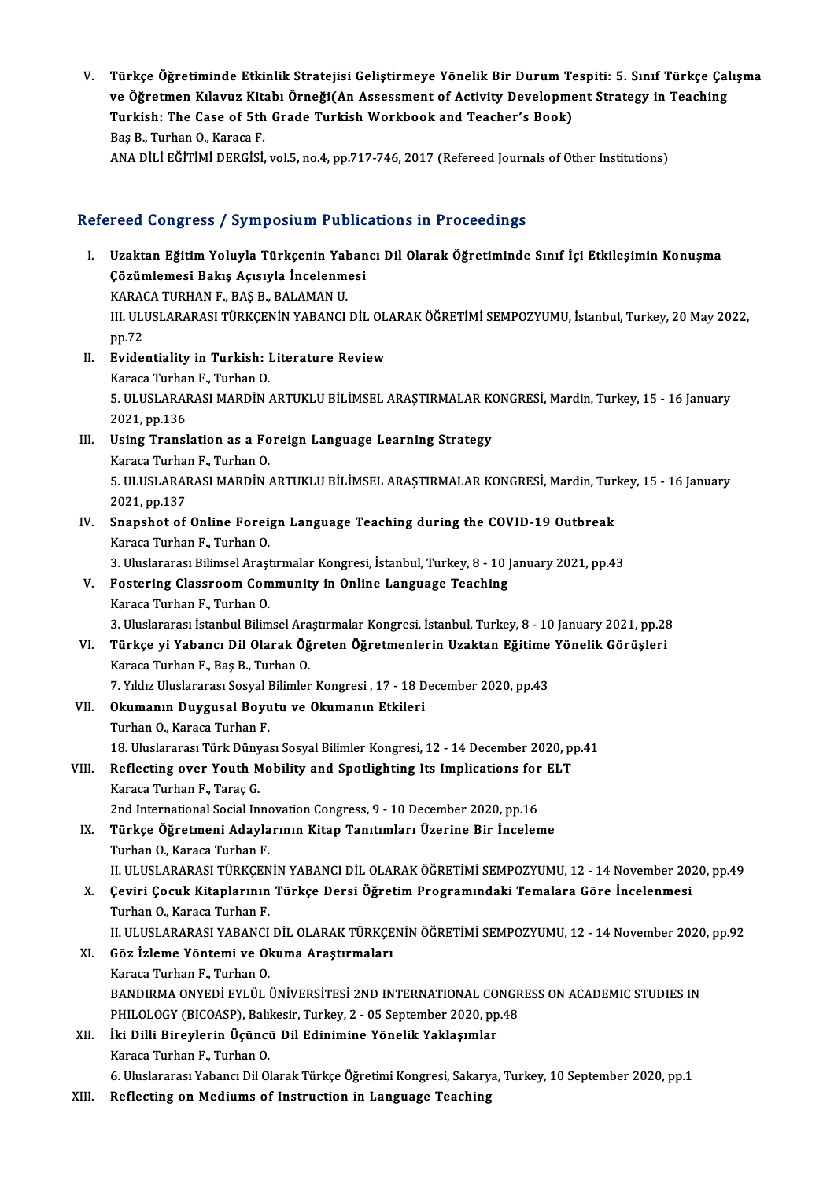V. **Türkçe Öğretiminde Etkinlik Stratejisi Geliştirmeye Yönelik Bir Durum Tespiti: 5. Sınıf Türkçe Çalışma ve Öğretmen Kılavuz Kitabı Örneği(An Assessment of Activity Development Strategy in Teaching Turkish: The Case of 5th Grade Turkish Workbook and Teacher's Book)**
Baş B., Turhan O., Karaca F.
ANA DİLİ EĞİTİMİ DERGİSİ, vol.5, no.4, pp.717-746, 2017 (Refereed Journals of Other Institutions)

## Refereed Congress / Symposium Publications in Proceedings

I. **Uzaktan Eğitim Yoluyla Türkçenin Yabancı Dil Olarak Öğretiminde Sınıf İçi Etkileşimin Konuşma Çözümlemesi Bakış Açısıyla İncelenmesi**
KARACA TURHAN F., BAŞ B., BALAMAN U.
III. ULUSLARARASI TÜRKÇENİN YABANCI DİL OLARAK ÖĞRETİMİ SEMPOZYUMU, İstanbul, Turkey, 20 May 2022, pp.72

II. **Evidentiality in Turkish: Literature Review**
Karaca Turhan F., Turhan O.
5. ULUSLARARASI MARDİN ARTUKLU BİLİMSEL ARAŞTIRMALAR KONGRESİ, Mardin, Turkey, 15 - 16 January 2021, pp.136

III. **Using Translation as a Foreign Language Learning Strategy**
Karaca Turhan F., Turhan O.
5. ULUSLARARASI MARDİN ARTUKLU BİLİMSEL ARAŞTIRMALAR KONGRESİ, Mardin, Turkey, 15 - 16 January 2021, pp.137

IV. **Snapshot of Online Foreign Language Teaching during the COVID-19 Outbreak**
Karaca Turhan F., Turhan O.
3. Uluslararası Bilimsel Araştırmalar Kongresi, İstanbul, Turkey, 8 - 10 January 2021, pp.43

V. **Fostering Classroom Community in Online Language Teaching**
Karaca Turhan F., Turhan O.
3. Uluslararası İstanbul Bilimsel Araştırmalar Kongresi, İstanbul, Turkey, 8 - 10 January 2021, pp.28

VI. **Türkçe yi Yabancı Dil Olarak Öğreten Öğretmenlerin Uzaktan Eğitime Yönelik Görüşleri**
Karaca Turhan F., Baş B., Turhan O.
7. Yıldız Uluslararası Sosyal Bilimler Kongresi , 17 - 18 December 2020, pp.43

VII. **Okumanın Duygusal Boyutu ve Okumanın Etkileri**
Turhan O., Karaca Turhan F.
18. Uluslararası Türk Dünyası Sosyal Bilimler Kongresi, 12 - 14 December 2020, pp.41

VIII. **Reflecting over Youth Mobility and Spotlighting Its Implications for ELT**
Karaca Turhan F., Taraç G.
2nd International Social Innovation Congress, 9 - 10 December 2020, pp.16

IX. **Türkçe Öğretmeni Adaylarının Kitap Tanıtımları Üzerine Bir İnceleme**
Turhan O., Karaca Turhan F.
II. ULUSLARARASI TÜRKÇENİN YABANCI DİL OLARAK ÖĞRETİMİ SEMPOZYUMU, 12 - 14 November 2020, pp.49

X. **Çeviri Çocuk Kitaplarının Türkçe Dersi Öğretim Programındaki Temalara Göre İncelenmesi**
Turhan O., Karaca Turhan F.
II. ULUSLARARASI YABANCI DİL OLARAK TÜRKÇENİN ÖĞRETİMİ SEMPOZYUMU, 12 - 14 November 2020, pp.92

XI. **Göz İzleme Yöntemi ve Okuma Araştırmaları**
Karaca Turhan F., Turhan O.
BANDIRMA ONYEDİ EYLÜL ÜNİVERSİTESİ 2ND INTERNATIONAL CONGRESS ON ACADEMIC STUDIES IN PHILOLOGY (BICOASP), Balıkesir, Turkey, 2 - 05 September 2020, pp.48

XII. **İki Dilli Bireylerin Üçüncü Dil Edinimine Yönelik Yaklaşımlar**
Karaca Turhan F., Turhan O.
6. Uluslararası Yabancı Dil Olarak Türkçe Öğretimi Kongresi, Sakarya, Turkey, 10 September 2020, pp.1

XIII. **Reflecting on Mediums of Instruction in Language Teaching**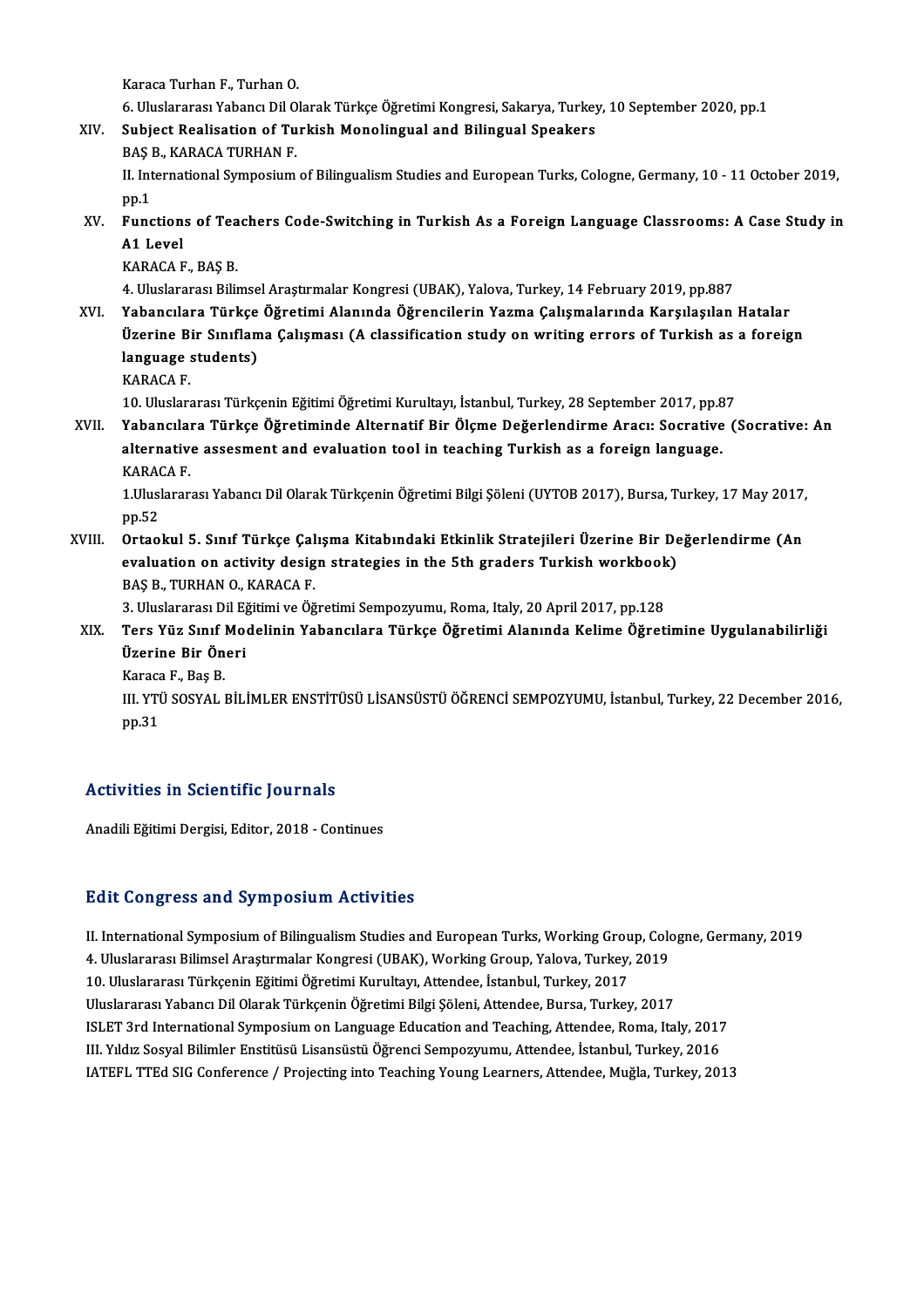Karaca Turhan F., Turhan O.

6. Uluslararası Yabancı Dil Olarak Türkçe Öğretimi Kongresi, Sakarya, Turkey, 10 September 2020, pp.1

XIV. **Subject Realisation of Turkish Monolingual and Bilingual Speakers**
BAŞ B., KARACA TURHAN F.
II. International Symposium of Bilingualism Studies and European Turks, Cologne, Germany, 10 - 11 October 2019, pp.1

XV. **Functions of Teachers Code-Switching in Turkish As a Foreign Language Classrooms: A Case Study in A1 Level**
KARACA F., BAŞ B.
4. Uluslararası Bilimsel Araştırmalar Kongresi (UBAK), Yalova, Turkey, 14 February 2019, pp.887

XVI. **Yabancılara Türkçe Öğretimi Alanında Öğrencilerin Yazma Çalışmalarında Karşılaşılan Hatalar Üzerine Bir Sınıflama Çalışması (A classification study on writing errors of Turkish as a foreign language students)**
KARACA F.
10. Uluslararası Türkçenin Eğitimi Öğretimi Kurultayı, İstanbul, Turkey, 28 September 2017, pp.87

XVII. **Yabancılara Türkçe Öğretiminde Alternatif Bir Ölçme Değerlendirme Aracı: Socrative (Socrative: An alternative assesment and evaluation tool in teaching Turkish as a foreign language.**
KARACA F.
1.Uluslararası Yabancı Dil Olarak Türkçenin Öğretimi Bilgi Şöleni (UYTOB 2017), Bursa, Turkey, 17 May 2017, pp.52

XVIII. **Ortaokul 5. Sınıf Türkçe Çalışma Kitabındaki Etkinlik Stratejileri Üzerine Bir Değerlendirme (An evaluation on activity design strategies in the 5th graders Turkish workbook)**
BAŞ B., TURHAN O., KARACA F.
3. Uluslararası Dil Eğitimi ve Öğretimi Sempozyumu, Roma, Italy, 20 April 2017, pp.128

XIX. **Ters Yüz Sınıf Modelinin Yabancılara Türkçe Öğretimi Alanında Kelime Öğretimine Uygulanabilirliği Üzerine Bir Öneri**
Karaca F., Baş B.
III. YTÜ SOSYAL BİLİMLER ENSTİTÜSÜ LİSANSÜSTÜ ÖĞRENCİ SEMPOZYUMU, İstanbul, Turkey, 22 December 2016, pp.31

## Activities in Scientific Journals

Anadili Eğitimi Dergisi, Editor, 2018 - Continues

## Edit Congress and Symposium Activities

II. International Symposium of Bilingualism Studies and European Turks, Working Group, Cologne, Germany, 2019
4. Uluslararası Bilimsel Araştırmalar Kongresi (UBAK), Working Group, Yalova, Turkey, 2019
10. Uluslararası Türkçenin Eğitimi Öğretimi Kurultayı, Attendee, İstanbul, Turkey, 2017
Uluslararası Yabancı Dil Olarak Türkçenin Öğretimi Bilgi Şöleni, Attendee, Bursa, Turkey, 2017
ISLET 3rd International Symposium on Language Education and Teaching, Attendee, Roma, Italy, 2017
III. Yıldız Sosyal Bilimler Enstitüsü Lisansüstü Öğrenci Sempozyumu, Attendee, İstanbul, Turkey, 2016
IATEFL TTEd SIG Conference / Projecting into Teaching Young Learners, Attendee, Muğla, Turkey, 2013